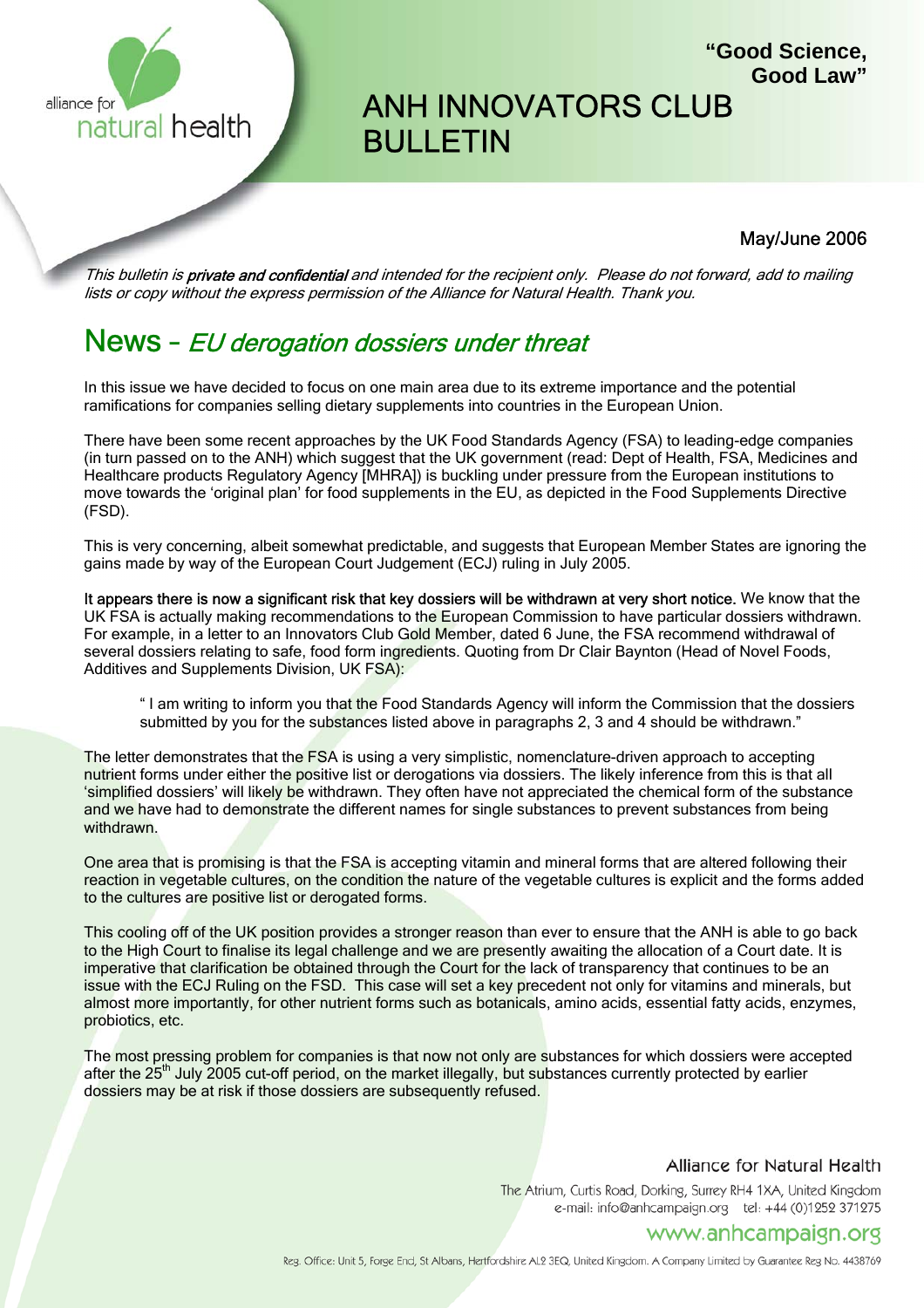alliance for natural health

**"Good Science, Good Law"**

# ANH INNOVATORS CLUB BULLETIN

May/June 2006

*This bulletin is **private and confidential** and intended for the recipient only. Please do not forward, add to mailing lists or copy without the express permission of the Alliance for Natural Health. Thank you.*

## News – *EU derogation dossiers under threat*

In this issue we have decided to focus on one main area due to its extreme importance and the potential ramifications for companies selling dietary supplements into countries in the European Union.

There have been some recent approaches by the UK Food Standards Agency (FSA) to leading-edge companies (in turn passed on to the ANH) which suggest that the UK government (read: Dept of Health, FSA, Medicines and Healthcare products Regulatory Agency [MHRA]) is buckling under pressure from the European institutions to move towards the 'original plan' for food supplements in the EU, as depicted in the Food Supplements Directive (FSD).

This is very concerning, albeit somewhat predictable, and suggests that European Member States are ignoring the gains made by way of the European Court Judgement (ECJ) ruling in July 2005.

**It appears there is now a significant risk that key dossiers will be withdrawn at very short notice.** We know that the UK FSA is actually making recommendations to the European Commission to have particular dossiers withdrawn. For example, in a letter to an Innovators Club Gold Member, dated 6 June, the FSA recommend withdrawal of several dossiers relating to safe, food form ingredients. Quoting from Dr Clair Baynton (Head of Novel Foods, Additives and Supplements Division, UK FSA):

> " I am writing to inform you that the Food Standards Agency will inform the Commission that the dossiers submitted by you for the substances listed above in paragraphs 2, 3 and 4 should be withdrawn."

The letter demonstrates that the FSA is using a very simplistic, nomenclature-driven approach to accepting nutrient forms under either the positive list or derogations via dossiers. The likely inference from this is that all 'simplified dossiers' will likely be withdrawn. They often have not appreciated the chemical form of the substance and we have had to demonstrate the different names for single substances to prevent substances from being withdrawn.

One area that is promising is that the FSA is accepting vitamin and mineral forms that are altered following their reaction in vegetable cultures, on the condition the nature of the vegetable cultures is explicit and the forms added to the cultures are positive list or derogated forms.

This cooling off of the UK position provides a stronger reason than ever to ensure that the ANH is able to go back to the High Court to finalise its legal challenge and we are presently awaiting the allocation of a Court date. It is imperative that clarification be obtained through the Court for the lack of transparency that continues to be an issue with the ECJ Ruling on the FSD. This case will set a key precedent not only for vitamins and minerals, but almost more importantly, for other nutrient forms such as botanicals, amino acids, essential fatty acids, enzymes, probiotics, etc.

The most pressing problem for companies is that now not only are substances for which dossiers were accepted after the 25th July 2005 cut-off period, on the market illegally, but substances currently protected by earlier dossiers may be at risk if those dossiers are subsequently refused.

Alliance for Natural Health

The Atrium, Curtis Road, Dorking, Surrey RH4 1XA, United Kingdom
e-mail: info@anhcampaign.org tel: +44 (0)1252 371275

www.anhcampaign.org

Reg. Office: Unit 5, Forge End, St Albans, Hertfordshire AL2 3EQ, United Kingdom. A Company Limited by Guarantee Reg No. 4438769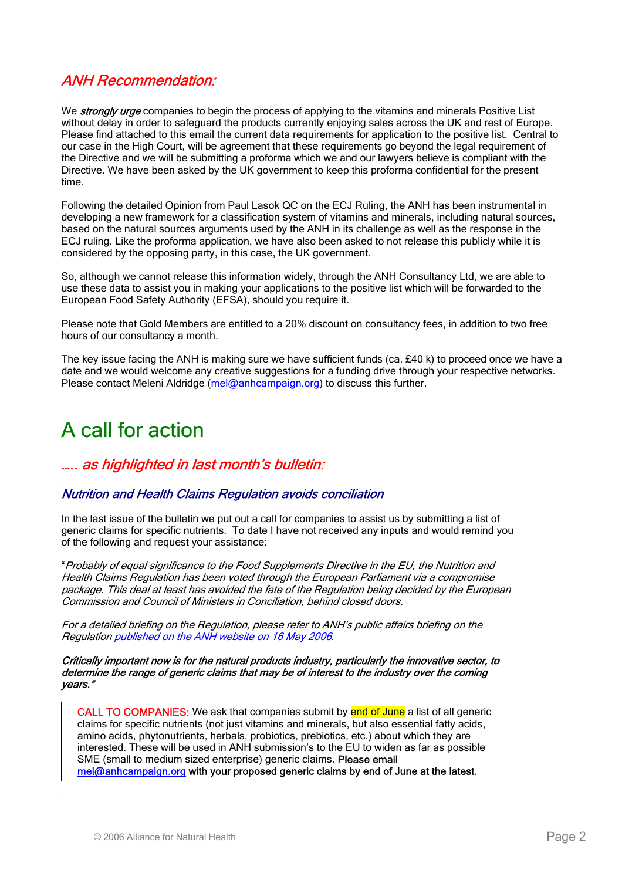## *ANH Recommendation:*

We ***strongly urge*** companies to begin the process of applying to the vitamins and minerals Positive List without delay in order to safeguard the products currently enjoying sales across the UK and rest of Europe. Please find attached to this email the current data requirements for application to the positive list. Central to our case in the High Court, will be agreement that these requirements go beyond the legal requirement of the Directive and we will be submitting a proforma which we and our lawyers believe is compliant with the Directive. We have been asked by the UK government to keep this proforma confidential for the present time.

Following the detailed Opinion from Paul Lasok QC on the ECJ Ruling, the ANH has been instrumental in developing a new framework for a classification system of vitamins and minerals, including natural sources, based on the natural sources arguments used by the ANH in its challenge as well as the response in the ECJ ruling. Like the proforma application, we have also been asked to not release this publicly while it is considered by the opposing party, in this case, the UK government.

So, although we cannot release this information widely, through the ANH Consultancy Ltd, we are able to use these data to assist you in making your applications to the positive list which will be forwarded to the European Food Safety Authority (EFSA), should you require it.

Please note that Gold Members are entitled to a 20% discount on consultancy fees, in addition to two free hours of our consultancy a month.

The key issue facing the ANH is making sure we have sufficient funds (ca. £40 k) to proceed once we have a date and we would welcome any creative suggestions for a funding drive through your respective networks. Please contact Meleni Aldridge (mel@anhcampaign.org) to discuss this further.

# A call for action

## *….. as highlighted in last month's bulletin:*

### *Nutrition and Health Claims Regulation avoids conciliation*

In the last issue of the bulletin we put out a call for companies to assist us by submitting a list of generic claims for specific nutrients. To date I have not received any inputs and would remind you of the following and request your assistance:

"*Probably of equal significance to the Food Supplements Directive in the EU, the Nutrition and Health Claims Regulation has been voted through the European Parliament via a compromise package. This deal at least has avoided the fate of the Regulation being decided by the European Commission and Council of Ministers in Conciliation, behind closed doors.*

*For a detailed briefing on the Regulation, please refer to ANH's public affairs briefing on the Regulation published on the ANH website on 16 May 2006.*

***Critically important now is for the natural products industry, particularly the innovative sector, to determine the range of generic claims that may be of interest to the industry over the coming years."***

> CALL TO COMPANIES: We ask that companies submit by end of June a list of all generic claims for specific nutrients (not just vitamins and minerals, but also essential fatty acids, amino acids, phytonutrients, herbals, probiotics, prebiotics, etc.) about which they are interested. These will be used in ANH submission's to the EU to widen as far as possible SME (small to medium sized enterprise) generic claims. Please email mel@anhcampaign.org **with your proposed generic claims by end of June at the latest.**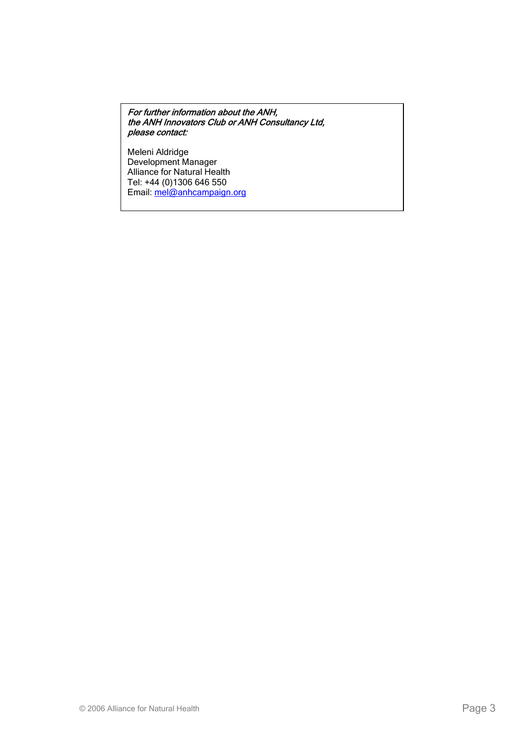*For further information about the ANH,*
*the ANH Innovators Club or ANH Consultancy Ltd,*
*please contact:*

Meleni Aldridge
Development Manager
Alliance for Natural Health
Tel: +44 (0)1306 646 550
Email: mel@anhcampaign.org